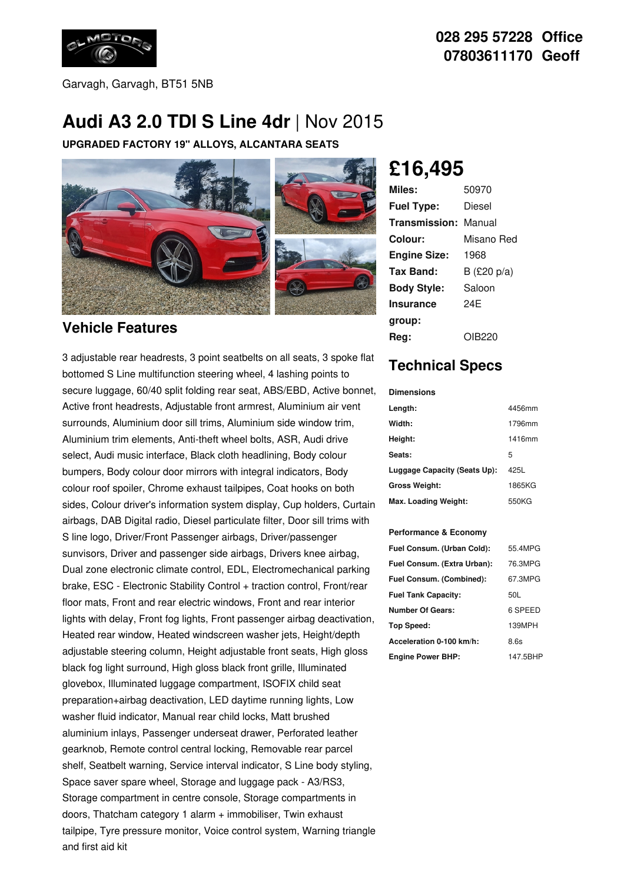028 295 57228 Office
07803611170 Geoff

Garvagh, Garvagh, BT51 5NB

# Audi A3 2.0 TDI S Line 4dr | Nov 2015

**UPGRADED FACTORY 19" ALLOYS, ALCANTARA SEATS**

## £16,495

| | |
|---|---|
| **Miles:** | 50970 |
| **Fuel Type:** | Diesel |
| **Transmission:** | Manual |
| **Colour:** | Misano Red |
| **Engine Size:** | 1968 |
| **Tax Band:** | B (£20 p/a) |
| **Body Style:** | Saloon |
| **Insurance group:** | 24E |
| **Reg:** | OIB220 |

## Vehicle Features

3 adjustable rear headrests, 3 point seatbelts on all seats, 3 spoke flat bottomed S Line multifunction steering wheel, 4 lashing points to secure luggage, 60/40 split folding rear seat, ABS/EBD, Active bonnet, Active front headrests, Adjustable front armrest, Aluminium air vent surrounds, Aluminium door sill trims, Aluminium side window trim, Aluminium trim elements, Anti-theft wheel bolts, ASR, Audi drive select, Audi music interface, Black cloth headlining, Body colour bumpers, Body colour door mirrors with integral indicators, Body colour roof spoiler, Chrome exhaust tailpipes, Coat hooks on both sides, Colour driver's information system display, Cup holders, Curtain airbags, DAB Digital radio, Diesel particulate filter, Door sill trims with S line logo, Driver/Front Passenger airbags, Driver/passenger sunvisors, Driver and passenger side airbags, Drivers knee airbag, Dual zone electronic climate control, EDL, Electromechanical parking brake, ESC - Electronic Stability Control + traction control, Front/rear floor mats, Front and rear electric windows, Front and rear interior lights with delay, Front fog lights, Front passenger airbag deactivation, Heated rear window, Heated windscreen washer jets, Height/depth adjustable steering column, Height adjustable front seats, High gloss black fog light surround, High gloss black front grille, Illuminated glovebox, Illuminated luggage compartment, ISOFIX child seat preparation+airbag deactivation, LED daytime running lights, Low washer fluid indicator, Manual rear child locks, Matt brushed aluminium inlays, Passenger underseat drawer, Perforated leather gearknob, Remote control central locking, Removable rear parcel shelf, Seatbelt warning, Service interval indicator, S Line body styling, Space saver spare wheel, Storage and luggage pack - A3/RS3, Storage compartment in centre console, Storage compartments in doors, Thatcham category 1 alarm + immobiliser, Twin exhaust tailpipe, Tyre pressure monitor, Voice control system, Warning triangle and first aid kit

## Technical Specs

**Dimensions**

| | |
|---|---|
| **Length:** | 4456mm |
| **Width:** | 1796mm |
| **Height:** | 1416mm |
| **Seats:** | 5 |
| **Luggage Capacity (Seats Up):** | 425L |
| **Gross Weight:** | 1865KG |
| **Max. Loading Weight:** | 550KG |

**Performance & Economy**

| | |
|---|---|
| **Fuel Consum. (Urban Cold):** | 55.4MPG |
| **Fuel Consum. (Extra Urban):** | 76.3MPG |
| **Fuel Consum. (Combined):** | 67.3MPG |
| **Fuel Tank Capacity:** | 50L |
| **Number Of Gears:** | 6 SPEED |
| **Top Speed:** | 139MPH |
| **Acceleration 0-100 km/h:** | 8.6s |
| **Engine Power BHP:** | 147.5BHP |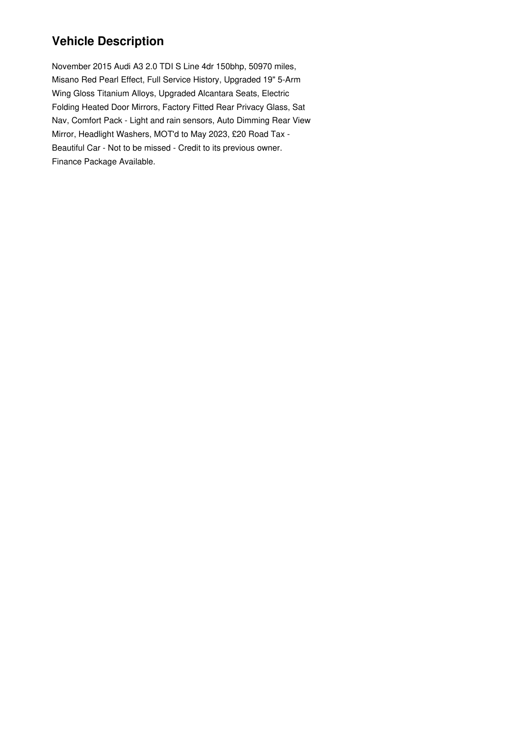## Vehicle Description

November 2015 Audi A3 2.0 TDI S Line 4dr 150bhp, 50970 miles, Misano Red Pearl Effect, Full Service History, Upgraded 19" 5-Arm Wing Gloss Titanium Alloys, Upgraded Alcantara Seats, Electric Folding Heated Door Mirrors, Factory Fitted Rear Privacy Glass, Sat Nav, Comfort Pack - Light and rain sensors, Auto Dimming Rear View Mirror, Headlight Washers, MOT'd to May 2023, £20 Road Tax - Beautiful Car - Not to be missed - Credit to its previous owner. Finance Package Available.